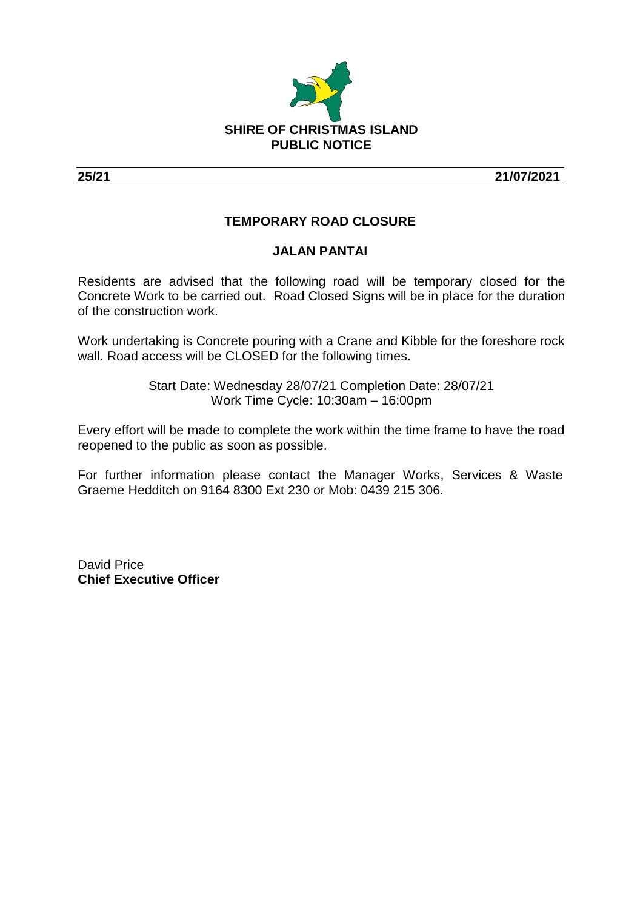**SHIRE OF CHRISTMAS ISLAND**
**PUBLIC NOTICE**

**25/21** **21/07/2021**

## TEMPORARY ROAD CLOSURE

### JALAN PANTAI

Residents are advised that the following road will be temporary closed for the Concrete Work to be carried out. Road Closed Signs will be in place for the duration of the construction work.

Work undertaking is Concrete pouring with a Crane and Kibble for the foreshore rock wall. Road access will be CLOSED for the following times.

Start Date: Wednesday 28/07/21 Completion Date: 28/07/21
Work Time Cycle: 10:30am – 16:00pm

Every effort will be made to complete the work within the time frame to have the road reopened to the public as soon as possible.

For further information please contact the Manager Works, Services & Waste Graeme Hedditch on 9164 8300 Ext 230 or Mob: 0439 215 306.

David Price
**Chief Executive Officer**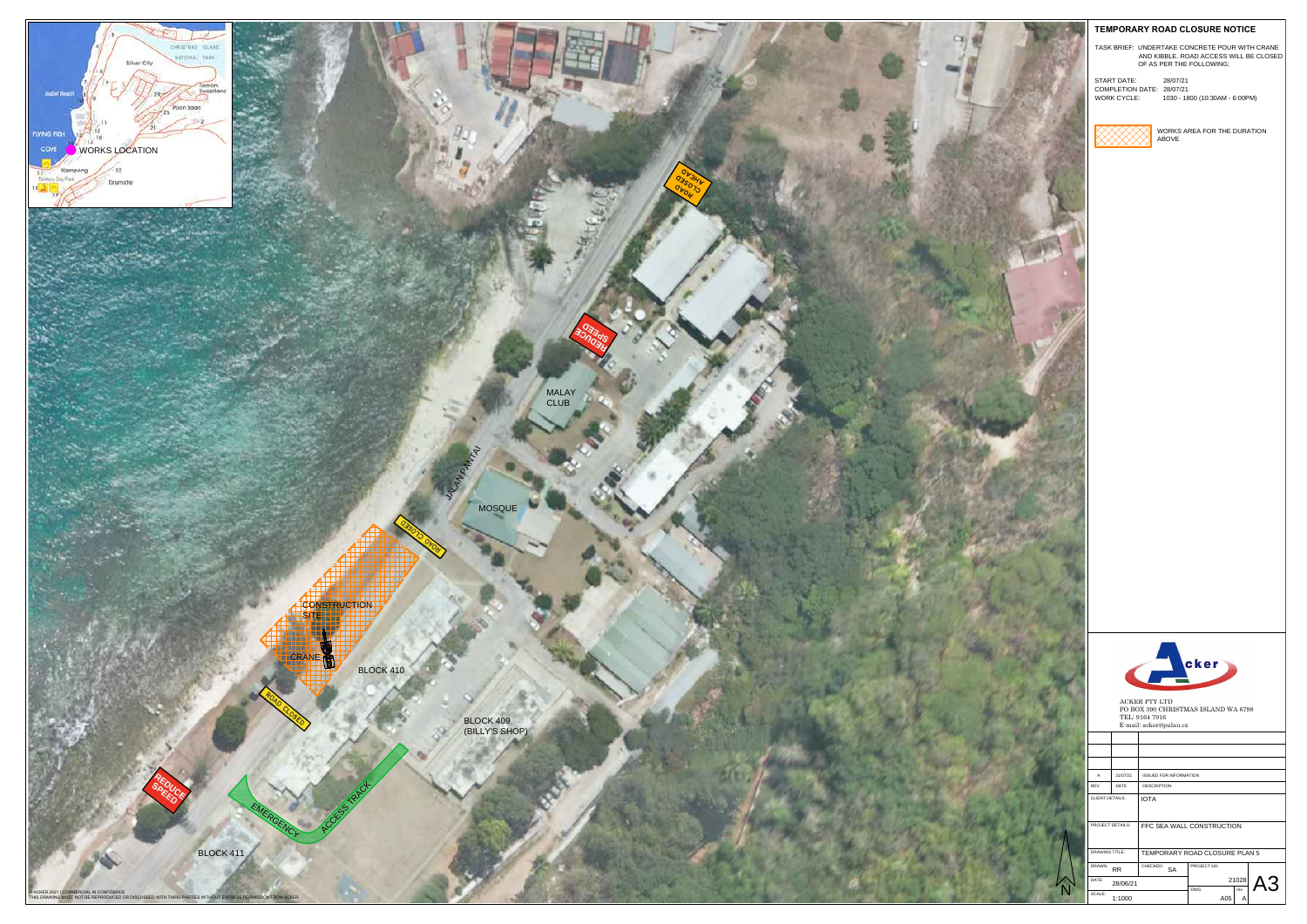## TEMPORARY ROAD CLOSURE NOTICE

TASK BRIEF: UNDERTAKE CONCRETE POUR WITH CRANE AND KIBBLE. ROAD ACCESS WILL BE CLOSED OF AS PER THE FOLLOWING;

START DATE: 28/07/21
COMPLETION DATE: 28/07/21
WORK CYCLE: 1030 - 1800 (10:30AM - 6:00PM)

WORKS AREA FOR THE DURATION ABOVE

ROAD CLOSED AHEAD

REDUCE SPEED

MALAY CLUB

JALAN PANTAI

MOSQUE

ROAD CLOSED

CONSTRUCTION SITE

CRANE

BLOCK 410

ROAD CLOSED

BLOCK 409 (BILLY'S SHOP)

REDUCE SPEED

EMERGENCY ACCESS TRACK

BLOCK 411

CHRISTMAS ISLAND NATIONAL PARK

Silver City

Isabel Beach

Taman Sweetland

Poon Saan

FLYING FISH COVE

WORKS LOCATION

Kampong

Territory Day Park

Drumsite

N

ACKER PTY LTD
PO BOX 390 CHRISTMAS ISLAND WA 6798
TEL: 9164 7916
E-mail: acker@pulau.cx

| REV | DATE | DESCRIPTION |
|---|---|---|
| A | 21/07/21 | ISSUED FOR INFORMATION |

CLIENT DETAILS: IOTA

PROJECT DETAILS: FFC SEA WALL CONSTRUCTION

DRAWING TITLE: TEMPORARY ROAD CLOSURE PLAN 5

DRAWN: RR
CHECKED: SA
PROJECT NO: 21028
DATE: 28/06/21
SCALE: 1:1000
DWG: A05
REV: A
A3

© ACKER 2021 | COMMERCIAL IN CONFIDENCE
THIS DRAWING MUST NOT BE REPRODUCED OR DISCUSSED WITH THIRD PARTIES WITHOUT EXPRESS PERMISSION FROM ACKER